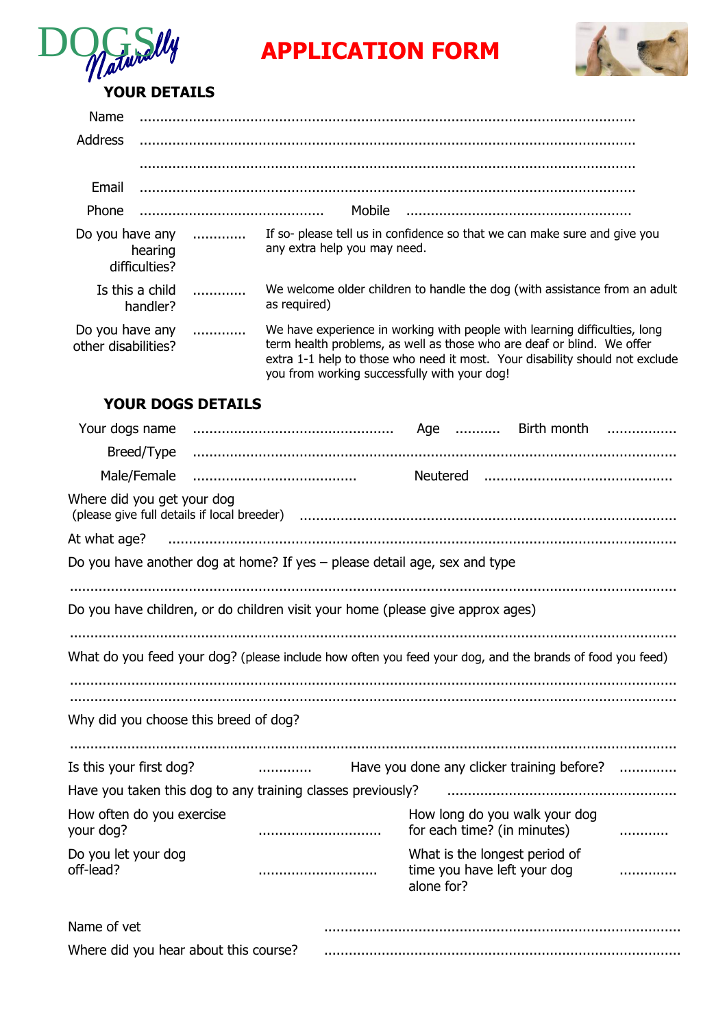DOGS Naturally

# APPLICATION FORM

## YOUR DETAILS

Name ......................................................................................................................

Address ......................................................................................................................

......................................................................................................................

Email ......................................................................................................................

Phone ............................................ Mobile ......................................................

Do you have any hearing difficulties? ............ If so- please tell us in confidence so that we can make sure and give you any extra help you may need.

Is this a child handler? ............ We welcome older children to handle the dog (with assistance from an adult as required)

Do you have any other disabilities? ............ We have experience in working with people with learning difficulties, long term health problems, as well as those who are deaf or blind. We offer extra 1-1 help to those who need it most. Your disability should not exclude you from working successfully with your dog!

## YOUR DOGS DETAILS

Your dogs name ................................................ Age ........... Birth month .................

Breed/Type ......................................................................................................................

Male/Female ....................................... Neutered .............................................

Where did you get your dog
(please give full details if local breeder) .........................................................................................

At what age? ......................................................................................................................

Do you have another dog at home? If yes – please detail age, sex and type

......................................................................................................................

Do you have children, or do children visit your home (please give approx ages)

......................................................................................................................

What do you feed your dog? (please include how often you feed your dog, and the brands of food you feed)

......................................................................................................................

......................................................................................................................

Why did you choose this breed of dog?

......................................................................................................................

Is this your first dog? ............. Have you done any clicker training before? ..............

Have you taken this dog to any training classes previously? .......................................................

How often do you exercise your dog? ............................. How long do you walk your dog for each time? (in minutes) ............

Do you let your dog off-lead? ............................. What is the longest period of time you have left your dog alone for? ..............

Name of vet .....................................................................................

Where did you hear about this course? .....................................................................................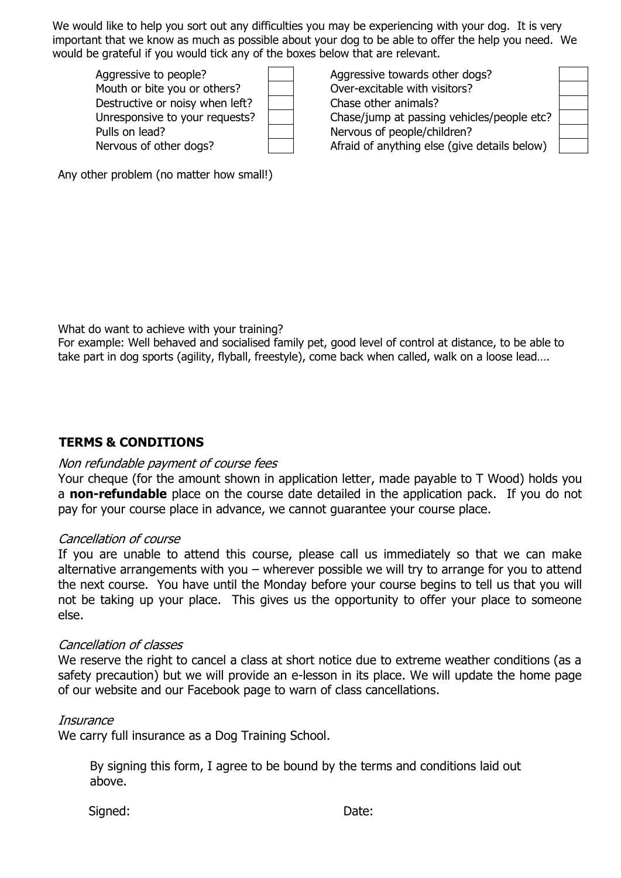We would like to help you sort out any difficulties you may be experiencing with your dog. It is very important that we know as much as possible about your dog to be able to offer the help you need. We would be grateful if you would tick any of the boxes below that are relevant.

| | | | |
|---|---|---|---|
| Aggressive to people? | | Aggressive towards other dogs? | |
| Mouth or bite you or others? | | Over-excitable with visitors? | |
| Destructive or noisy when left? | | Chase other animals? | |
| Unresponsive to your requests? | | Chase/jump at passing vehicles/people etc? | |
| Pulls on lead? | | Nervous of people/children? | |
| Nervous of other dogs? | | Afraid of anything else (give details below) | |

Any other problem (no matter how small!)

What do want to achieve with your training?

For example: Well behaved and socialised family pet, good level of control at distance, to be able to take part in dog sports (agility, flyball, freestyle), come back when called, walk on a loose lead….

## TERMS & CONDITIONS

*Non refundable payment of course fees*

Your cheque (for the amount shown in application letter, made payable to T Wood) holds you a **non-refundable** place on the course date detailed in the application pack. If you do not pay for your course place in advance, we cannot guarantee your course place.

*Cancellation of course*

If you are unable to attend this course, please call us immediately so that we can make alternative arrangements with you – wherever possible we will try to arrange for you to attend the next course. You have until the Monday before your course begins to tell us that you will not be taking up your place. This gives us the opportunity to offer your place to someone else.

*Cancellation of classes*

We reserve the right to cancel a class at short notice due to extreme weather conditions (as a safety precaution) but we will provide an e-lesson in its place. We will update the home page of our website and our Facebook page to warn of class cancellations.

*Insurance*

We carry full insurance as a Dog Training School.

By signing this form, I agree to be bound by the terms and conditions laid out above.

Signed: Date: